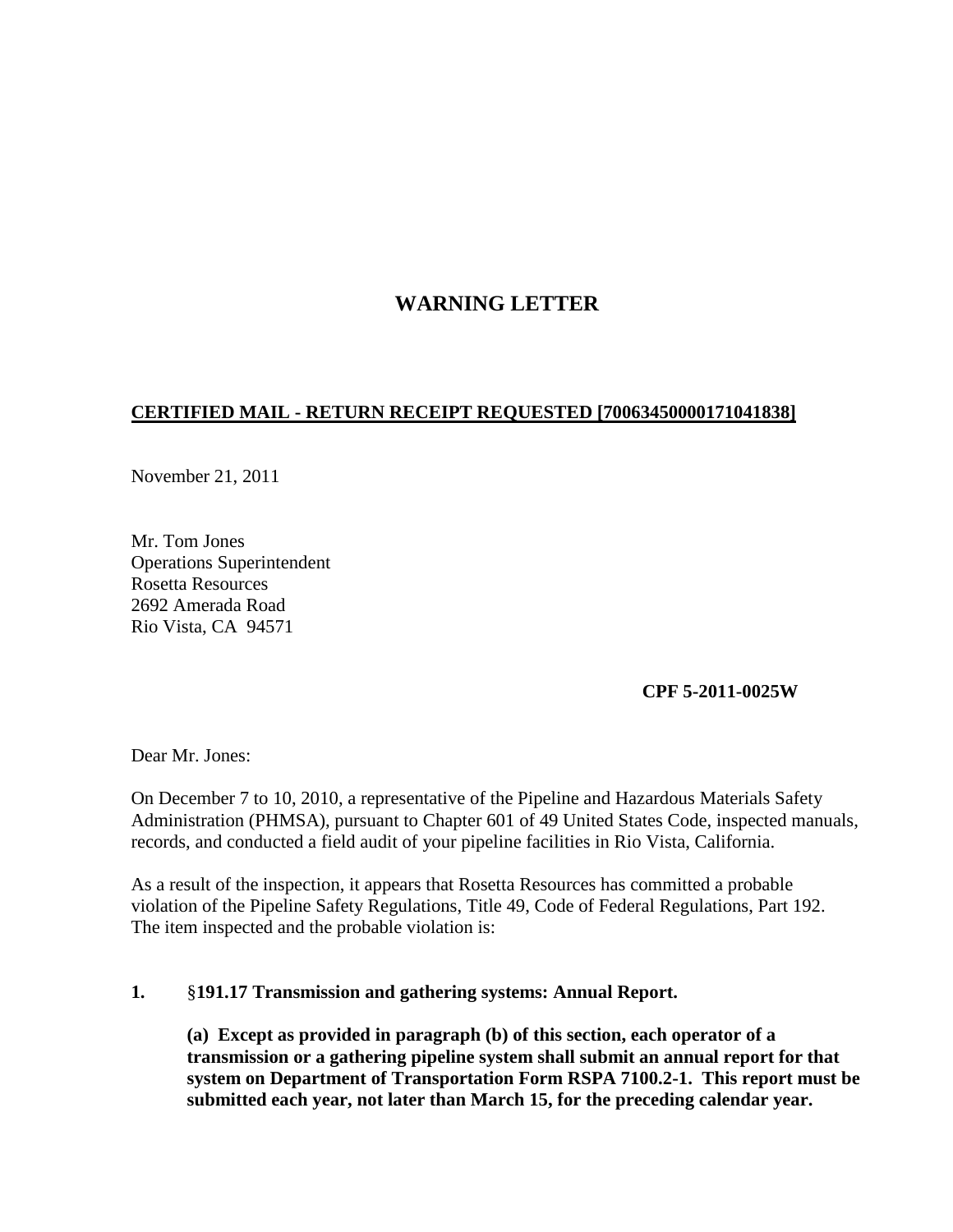# WARNING LETTER

**CERTIFIED MAIL - RETURN RECEIPT REQUESTED [70063450000171041838]**

November 21, 2011

Mr. Tom Jones
Operations Superintendent
Rosetta Resources
2692 Amerada Road
Rio Vista, CA 94571

**CPF 5-2011-0025W**

Dear Mr. Jones:

On December 7 to 10, 2010, a representative of the Pipeline and Hazardous Materials Safety Administration (PHMSA), pursuant to Chapter 601 of 49 United States Code, inspected manuals, records, and conducted a field audit of your pipeline facilities in Rio Vista, California.

As a result of the inspection, it appears that Rosetta Resources has committed a probable violation of the Pipeline Safety Regulations, Title 49, Code of Federal Regulations, Part 192. The item inspected and the probable violation is:

1. **§191.17 Transmission and gathering systems: Annual Report.**

   **(a) Except as provided in paragraph (b) of this section, each operator of a transmission or a gathering pipeline system shall submit an annual report for that system on Department of Transportation Form RSPA 7100.2-1. This report must be submitted each year, not later than March 15, for the preceding calendar year.**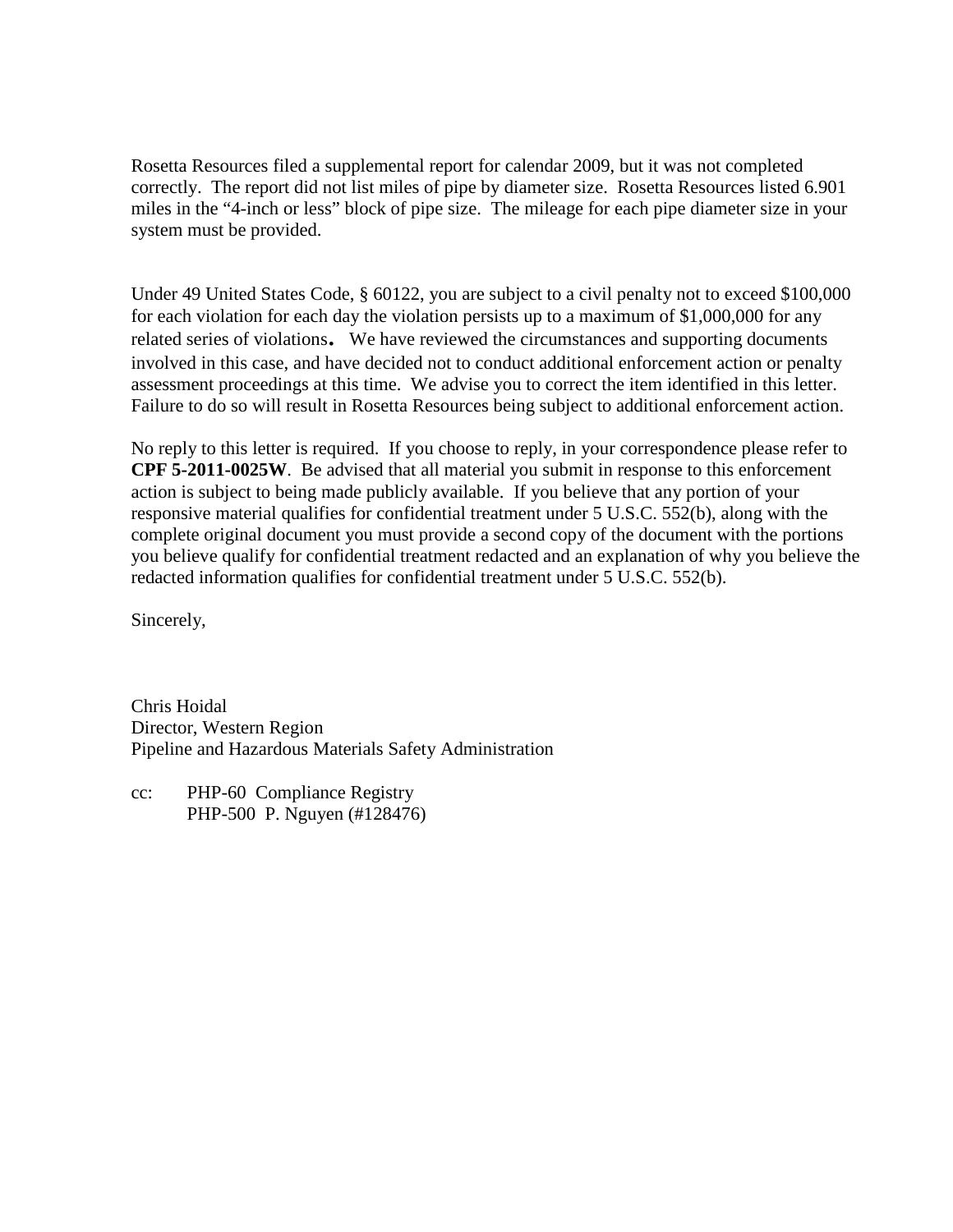Rosetta Resources filed a supplemental report for calendar 2009, but it was not completed correctly. The report did not list miles of pipe by diameter size. Rosetta Resources listed 6.901 miles in the "4-inch or less" block of pipe size. The mileage for each pipe diameter size in your system must be provided.

Under 49 United States Code, § 60122, you are subject to a civil penalty not to exceed $100,000 for each violation for each day the violation persists up to a maximum of $1,000,000 for any related series of violations. We have reviewed the circumstances and supporting documents involved in this case, and have decided not to conduct additional enforcement action or penalty assessment proceedings at this time. We advise you to correct the item identified in this letter. Failure to do so will result in Rosetta Resources being subject to additional enforcement action.

No reply to this letter is required. If you choose to reply, in your correspondence please refer to **CPF 5-2011-0025W**. Be advised that all material you submit in response to this enforcement action is subject to being made publicly available. If you believe that any portion of your responsive material qualifies for confidential treatment under 5 U.S.C. 552(b), along with the complete original document you must provide a second copy of the document with the portions you believe qualify for confidential treatment redacted and an explanation of why you believe the redacted information qualifies for confidential treatment under 5 U.S.C. 552(b).

Sincerely,

Chris Hoidal
Director, Western Region
Pipeline and Hazardous Materials Safety Administration

cc: PHP-60 Compliance Registry
PHP-500 P. Nguyen (#128476)